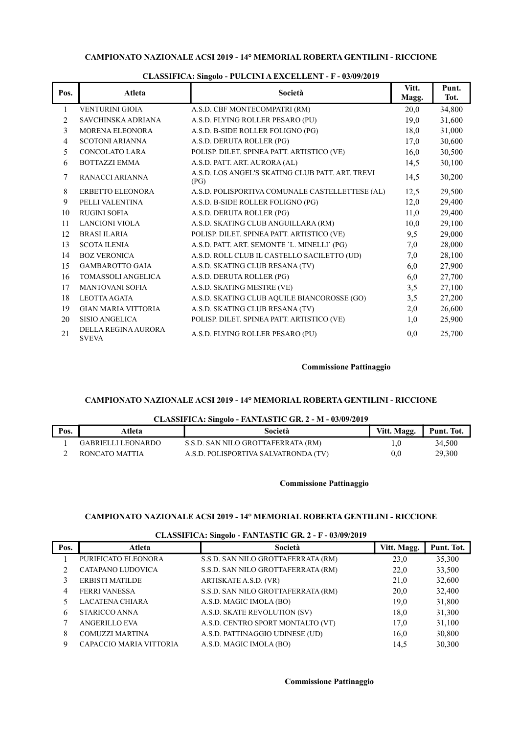### CAMPIONATO NAZIONALE ACSI 2019 - 14° MEMORIAL ROBERTA GENTILINI - RICCIONE

#### CLASSIFICA: Singolo - PULCINI A EXCELLENT - F - 03/09/2019

| Pos. | Atleta | Società | Vitt. Magg. | Punt. Tot. |
|---|---|---|---|---|
| 1 | VENTURINI GIOIA | A.S.D. CBF MONTECOMPATRI (RM) | 20,0 | 34,800 |
| 2 | SAVCHINSKA ADRIANA | A.S.D. FLYING ROLLER PESARO (PU) | 19,0 | 31,600 |
| 3 | MORENA ELEONORA | A.S.D. B-SIDE ROLLER FOLIGNO (PG) | 18,0 | 31,000 |
| 4 | SCOTONI ARIANNA | A.S.D. DERUTA ROLLER (PG) | 17,0 | 30,600 |
| 5 | CONCOLATO LARA | POLISP. DILET. SPINEA PATT. ARTISTICO (VE) | 16,0 | 30,500 |
| 6 | BOTTAZZI EMMA | A.S.D. PATT. ART. AURORA (AL) | 14,5 | 30,100 |
| 7 | RANACCI ARIANNA | A.S.D. LOS ANGEL'S SKATING CLUB PATT. ART. TREVI (PG) | 14,5 | 30,200 |
| 8 | ERBETTO ELEONORA | A.S.D. POLISPORTIVA COMUNALE CASTELLETTESE (AL) | 12,5 | 29,500 |
| 9 | PELLI VALENTINA | A.S.D. B-SIDE ROLLER FOLIGNO (PG) | 12,0 | 29,400 |
| 10 | RUGINI SOFIA | A.S.D. DERUTA ROLLER (PG) | 11,0 | 29,400 |
| 11 | LANCIONI VIOLA | A.S.D. SKATING CLUB ANGUILLARA (RM) | 10,0 | 29,100 |
| 12 | BRASI ILARIA | POLISP. DILET. SPINEA PATT. ARTISTICO (VE) | 9,5 | 29,000 |
| 13 | SCOTA ILENIA | A.S.D. PATT. ART. SEMONTE `L. MINELLI` (PG) | 7,0 | 28,000 |
| 14 | BOZ VERONICA | A.S.D. ROLL CLUB IL CASTELLO SACILETTO (UD) | 7,0 | 28,100 |
| 15 | GAMBAROTTO GAIA | A.S.D. SKATING CLUB RESANA (TV) | 6,0 | 27,900 |
| 16 | TOMASSOLI ANGELICA | A.S.D. DERUTA ROLLER (PG) | 6,0 | 27,700 |
| 17 | MANTOVANI SOFIA | A.S.D. SKATING MESTRE (VE) | 3,5 | 27,100 |
| 18 | LEOTTA AGATA | A.S.D. SKATING CLUB AQUILE BIANCOROSSE (GO) | 3,5 | 27,200 |
| 19 | GIAN MARIA VITTORIA | A.S.D. SKATING CLUB RESANA (TV) | 2,0 | 26,600 |
| 20 | SISIO ANGELICA | POLISP. DILET. SPINEA PATT. ARTISTICO (VE) | 1,0 | 25,900 |
| 21 | DELLA REGINA AURORA SVEVA | A.S.D. FLYING ROLLER PESARO (PU) | 0,0 | 25,700 |

**Commissione Pattinaggio**

### CAMPIONATO NAZIONALE ACSI 2019 - 14° MEMORIAL ROBERTA GENTILINI - RICCIONE

#### CLASSIFICA: Singolo - FANTASTIC GR. 2 - M - 03/09/2019

| Pos. | Atleta | Società | Vitt. Magg. | Punt. Tot. |
|---|---|---|---|---|
| 1 | GABRIELLI LEONARDO | S.S.D. SAN NILO GROTTAFERRATA (RM) | 1,0 | 34,500 |
| 2 | RONCATO MATTIA | A.S.D. POLISPORTIVA SALVATRONDA (TV) | 0,0 | 29,300 |

**Commissione Pattinaggio**

### CAMPIONATO NAZIONALE ACSI 2019 - 14° MEMORIAL ROBERTA GENTILINI - RICCIONE

#### CLASSIFICA: Singolo - FANTASTIC GR. 2 - F - 03/09/2019

| Pos. | Atleta | Società | Vitt. Magg. | Punt. Tot. |
|---|---|---|---|---|
| 1 | PURIFICATO ELEONORA | S.S.D. SAN NILO GROTTAFERRATA (RM) | 23,0 | 35,300 |
| 2 | CATAPANO LUDOVICA | S.S.D. SAN NILO GROTTAFERRATA (RM) | 22,0 | 33,500 |
| 3 | ERBISTI MATILDE | ARTISKATE A.S.D. (VR) | 21,0 | 32,600 |
| 4 | FERRI VANESSA | S.S.D. SAN NILO GROTTAFERRATA (RM) | 20,0 | 32,400 |
| 5 | LACATENA CHIARA | A.S.D. MAGIC IMOLA (BO) | 19,0 | 31,800 |
| 6 | STARICCO ANNA | A.S.D. SKATE REVOLUTION (SV) | 18,0 | 31,300 |
| 7 | ANGERILLO EVA | A.S.D. CENTRO SPORT MONTALTO (VT) | 17,0 | 31,100 |
| 8 | COMUZZI MARTINA | A.S.D. PATTINAGGIO UDINESE (UD) | 16,0 | 30,800 |
| 9 | CAPACCIO MARIA VITTORIA | A.S.D. MAGIC IMOLA (BO) | 14,5 | 30,300 |

**Commissione Pattinaggio**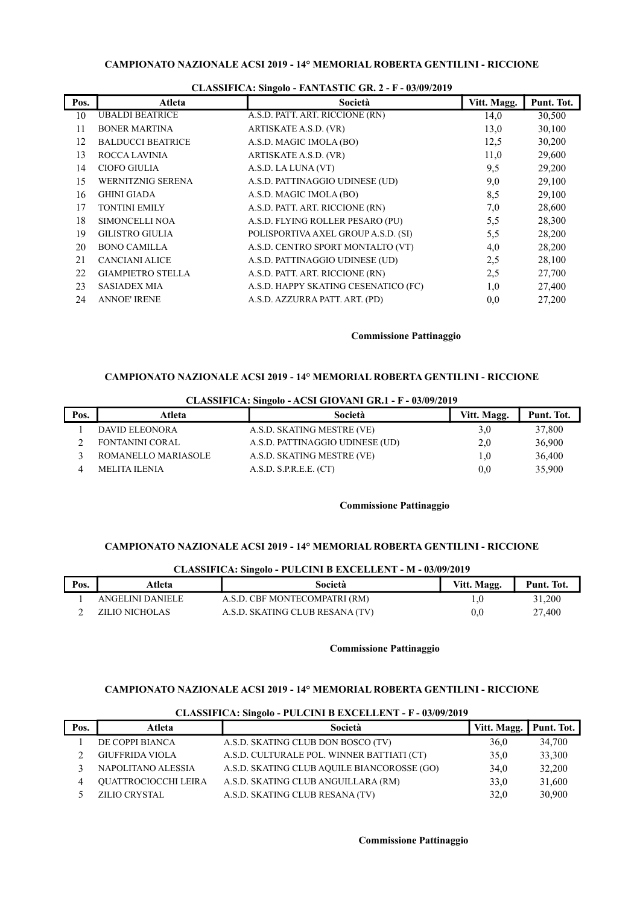**CAMPIONATO NAZIONALE ACSI 2019 - 14° MEMORIAL ROBERTA GENTILINI - RICCIONE**

**CLASSIFICA: Singolo - FANTASTIC GR. 2 - F - 03/09/2019**

| Pos. | Atleta | Società | Vitt. Magg. | Punt. Tot. |
|---|---|---|---|---|
| 10 | UBALDI BEATRICE | A.S.D. PATT. ART. RICCIONE (RN) | 14,0 | 30,500 |
| 11 | BONER MARTINA | ARTISKATE A.S.D. (VR) | 13,0 | 30,100 |
| 12 | BALDUCCI BEATRICE | A.S.D. MAGIC IMOLA (BO) | 12,5 | 30,200 |
| 13 | ROCCA LAVINIA | ARTISKATE A.S.D. (VR) | 11,0 | 29,600 |
| 14 | CIOFO GIULIA | A.S.D. LA LUNA (VT) | 9,5 | 29,200 |
| 15 | WERNITZNIG SERENA | A.S.D. PATTINAGGIO UDINESE (UD) | 9,0 | 29,100 |
| 16 | GHINI GIADA | A.S.D. MAGIC IMOLA (BO) | 8,5 | 29,100 |
| 17 | TONTINI EMILY | A.S.D. PATT. ART. RICCIONE (RN) | 7,0 | 28,600 |
| 18 | SIMONCELLI NOA | A.S.D. FLYING ROLLER PESARO (PU) | 5,5 | 28,300 |
| 19 | GILISTRO GIULIA | POLISPORTIVA AXEL GROUP A.S.D. (SI) | 5,5 | 28,200 |
| 20 | BONO CAMILLA | A.S.D. CENTRO SPORT MONTALTO (VT) | 4,0 | 28,200 |
| 21 | CANCIANI ALICE | A.S.D. PATTINAGGIO UDINESE (UD) | 2,5 | 28,100 |
| 22 | GIAMPIETRO STELLA | A.S.D. PATT. ART. RICCIONE (RN) | 2,5 | 27,700 |
| 23 | SASIADEX MIA | A.S.D. HAPPY SKATING CESENATICO (FC) | 1,0 | 27,400 |
| 24 | ANNOE' IRENE | A.S.D. AZZURRA PATT. ART. (PD) | 0,0 | 27,200 |

**Commissione Pattinaggio**

**CAMPIONATO NAZIONALE ACSI 2019 - 14° MEMORIAL ROBERTA GENTILINI - RICCIONE**

**CLASSIFICA: Singolo - ACSI GIOVANI GR.1 - F - 03/09/2019**

| Pos. | Atleta | Società | Vitt. Magg. | Punt. Tot. |
|---|---|---|---|---|
| 1 | DAVID ELEONORA | A.S.D. SKATING MESTRE (VE) | 3,0 | 37,800 |
| 2 | FONTANINI CORAL | A.S.D. PATTINAGGIO UDINESE (UD) | 2,0 | 36,900 |
| 3 | ROMANELLO MARIASOLE | A.S.D. SKATING MESTRE (VE) | 1,0 | 36,400 |
| 4 | MELITA ILENIA | A.S.D. S.P.R.E.E. (CT) | 0,0 | 35,900 |

**Commissione Pattinaggio**

**CAMPIONATO NAZIONALE ACSI 2019 - 14° MEMORIAL ROBERTA GENTILINI - RICCIONE**

**CLASSIFICA: Singolo - PULCINI B EXCELLENT - M - 03/09/2019**

| Pos. | Atleta | Società | Vitt. Magg. | Punt. Tot. |
|---|---|---|---|---|
| 1 | ANGELINI DANIELE | A.S.D. CBF MONTECOMPATRI (RM) | 1,0 | 31,200 |
| 2 | ZILIO NICHOLAS | A.S.D. SKATING CLUB RESANA (TV) | 0,0 | 27,400 |

**Commissione Pattinaggio**

**CAMPIONATO NAZIONALE ACSI 2019 - 14° MEMORIAL ROBERTA GENTILINI - RICCIONE**

**CLASSIFICA: Singolo - PULCINI B EXCELLENT - F - 03/09/2019**

| Pos. | Atleta | Società | Vitt. Magg. | Punt. Tot. |
|---|---|---|---|---|
| 1 | DE COPPI BIANCA | A.S.D. SKATING CLUB DON BOSCO (TV) | 36,0 | 34,700 |
| 2 | GIUFFRIDA VIOLA | A.S.D. CULTURALE POL. WINNER BATTIATI (CT) | 35,0 | 33,300 |
| 3 | NAPOLITANO ALESSIA | A.S.D. SKATING CLUB AQUILE BIANCOROSSE (GO) | 34,0 | 32,200 |
| 4 | QUATTROCIOCCHI LEIRA | A.S.D. SKATING CLUB ANGUILLARA (RM) | 33,0 | 31,600 |
| 5 | ZILIO CRYSTAL | A.S.D. SKATING CLUB RESANA (TV) | 32,0 | 30,900 |

**Commissione Pattinaggio**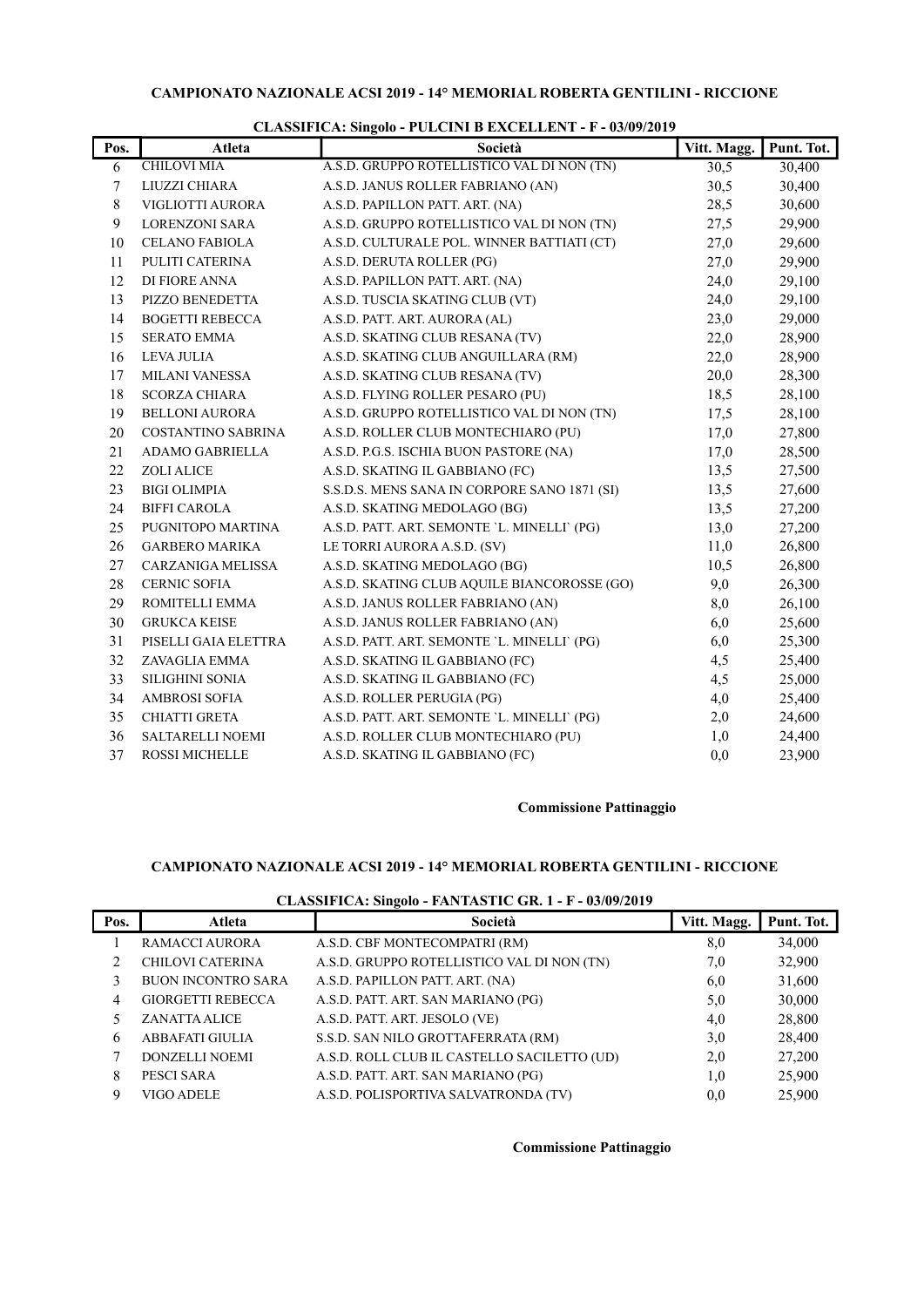### CAMPIONATO NAZIONALE ACSI 2019 - 14° MEMORIAL ROBERTA GENTILINI - RICCIONE

#### CLASSIFICA: Singolo - PULCINI B EXCELLENT - F - 03/09/2019

| Pos. | Atleta | Società | Vitt. Magg. | Punt. Tot. |
|---|---|---|---|---|
| 6 | CHILOVI MIA | A.S.D. GRUPPO ROTELLISTICO VAL DI NON (TN) | 30,5 | 30,400 |
| 7 | LIUZZI CHIARA | A.S.D. JANUS ROLLER FABRIANO (AN) | 30,5 | 30,400 |
| 8 | VIGLIOTTI AURORA | A.S.D. PAPILLON PATT. ART. (NA) | 28,5 | 30,600 |
| 9 | LORENZONI SARA | A.S.D. GRUPPO ROTELLISTICO VAL DI NON (TN) | 27,5 | 29,900 |
| 10 | CELANO FABIOLA | A.S.D. CULTURALE POL. WINNER BATTIATI (CT) | 27,0 | 29,600 |
| 11 | PULITI CATERINA | A.S.D. DERUTA ROLLER (PG) | 27,0 | 29,900 |
| 12 | DI FIORE ANNA | A.S.D. PAPILLON PATT. ART. (NA) | 24,0 | 29,100 |
| 13 | PIZZO BENEDETTA | A.S.D. TUSCIA SKATING CLUB (VT) | 24,0 | 29,100 |
| 14 | BOGETTI REBECCA | A.S.D. PATT. ART. AURORA (AL) | 23,0 | 29,000 |
| 15 | SERATO EMMA | A.S.D. SKATING CLUB RESANA (TV) | 22,0 | 28,900 |
| 16 | LEVA JULIA | A.S.D. SKATING CLUB ANGUILLARA (RM) | 22,0 | 28,900 |
| 17 | MILANI VANESSA | A.S.D. SKATING CLUB RESANA (TV) | 20,0 | 28,300 |
| 18 | SCORZA CHIARA | A.S.D. FLYING ROLLER PESARO (PU) | 18,5 | 28,100 |
| 19 | BELLONI AURORA | A.S.D. GRUPPO ROTELLISTICO VAL DI NON (TN) | 17,5 | 28,100 |
| 20 | COSTANTINO SABRINA | A.S.D. ROLLER CLUB MONTECHIARO (PU) | 17,0 | 27,800 |
| 21 | ADAMO GABRIELLA | A.S.D. P.G.S. ISCHIA BUON PASTORE (NA) | 17,0 | 28,500 |
| 22 | ZOLI ALICE | A.S.D. SKATING IL GABBIANO (FC) | 13,5 | 27,500 |
| 23 | BIGI OLIMPIA | S.S.D.S. MENS SANA IN CORPORE SANO 1871 (SI) | 13,5 | 27,600 |
| 24 | BIFFI CAROLA | A.S.D. SKATING MEDOLAGO (BG) | 13,5 | 27,200 |
| 25 | PUGNITOPO MARTINA | A.S.D. PATT. ART. SEMONTE `L. MINELLI` (PG) | 13,0 | 27,200 |
| 26 | GARBERO MARIKA | LE TORRI AURORA A.S.D. (SV) | 11,0 | 26,800 |
| 27 | CARZANIGA MELISSA | A.S.D. SKATING MEDOLAGO (BG) | 10,5 | 26,800 |
| 28 | CERNIC SOFIA | A.S.D. SKATING CLUB AQUILE BIANCOROSSE (GO) | 9,0 | 26,300 |
| 29 | ROMITELLI EMMA | A.S.D. JANUS ROLLER FABRIANO (AN) | 8,0 | 26,100 |
| 30 | GRUKCA KEISE | A.S.D. JANUS ROLLER FABRIANO (AN) | 6,0 | 25,600 |
| 31 | PISELLI GAIA ELETTRA | A.S.D. PATT. ART. SEMONTE `L. MINELLI` (PG) | 6,0 | 25,300 |
| 32 | ZAVAGLIA EMMA | A.S.D. SKATING IL GABBIANO (FC) | 4,5 | 25,400 |
| 33 | SILIGHINI SONIA | A.S.D. SKATING IL GABBIANO (FC) | 4,5 | 25,000 |
| 34 | AMBROSI SOFIA | A.S.D. ROLLER PERUGIA (PG) | 4,0 | 25,400 |
| 35 | CHIATTI GRETA | A.S.D. PATT. ART. SEMONTE `L. MINELLI` (PG) | 2,0 | 24,600 |
| 36 | SALTARELLI NOEMI | A.S.D. ROLLER CLUB MONTECHIARO (PU) | 1,0 | 24,400 |
| 37 | ROSSI MICHELLE | A.S.D. SKATING IL GABBIANO (FC) | 0,0 | 23,900 |

**Commissione Pattinaggio**

### CAMPIONATO NAZIONALE ACSI 2019 - 14° MEMORIAL ROBERTA GENTILINI - RICCIONE

#### CLASSIFICA: Singolo - FANTASTIC GR. 1 - F - 03/09/2019

| Pos. | Atleta | Società | Vitt. Magg. | Punt. Tot. |
|---|---|---|---|---|
| 1 | RAMACCI AURORA | A.S.D. CBF MONTECOMPATRI (RM) | 8,0 | 34,000 |
| 2 | CHILOVI CATERINA | A.S.D. GRUPPO ROTELLISTICO VAL DI NON (TN) | 7,0 | 32,900 |
| 3 | BUON INCONTRO SARA | A.S.D. PAPILLON PATT. ART. (NA) | 6,0 | 31,600 |
| 4 | GIORGETTI REBECCA | A.S.D. PATT. ART. SAN MARIANO (PG) | 5,0 | 30,000 |
| 5 | ZANATTA ALICE | A.S.D. PATT. ART. JESOLO (VE) | 4,0 | 28,800 |
| 6 | ABBAFATI GIULIA | S.S.D. SAN NILO GROTTAFERRATA (RM) | 3,0 | 28,400 |
| 7 | DONZELLI NOEMI | A.S.D. ROLL CLUB IL CASTELLO SACILETTO (UD) | 2,0 | 27,200 |
| 8 | PESCI SARA | A.S.D. PATT. ART. SAN MARIANO (PG) | 1,0 | 25,900 |
| 9 | VIGO ADELE | A.S.D. POLISPORTIVA SALVATRONDA (TV) | 0,0 | 25,900 |

**Commissione Pattinaggio**